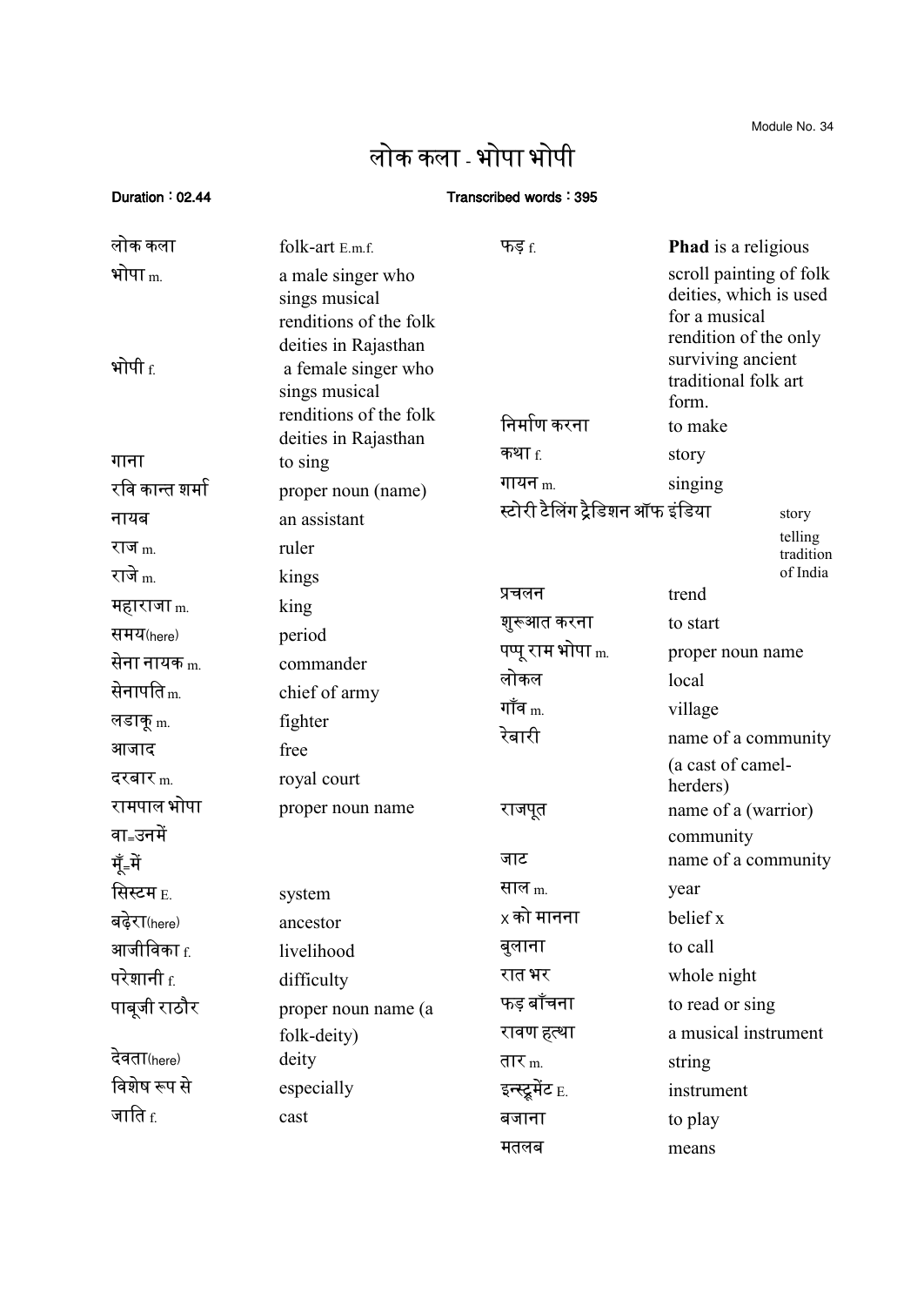Module No. 34

# लोक कला - भोपा भोपी

**Duration : 02.44** **Transcribed words : 395**

| | |
|---|---|
| लोक कला | folk-art E.m.f. |
| भोपा m. | a male singer who sings musical renditions of the folk deities in Rajasthan |
| भोपी f. | a female singer who sings musical renditions of the folk deities in Rajasthan |
| गाना | to sing |
| रवि कान्त शर्मा | proper noun (name) |
| नायब | an assistant |
| राज m. | ruler |
| राजे m. | kings |
| महाराजा m. | king |
| समय(here) | period |
| सेना नायक m. | commander |
| सेनापति m. | chief of army |
| लडाकू m. | fighter |
| आजाद | free |
| दरबार m. | royal court |
| रामपाल भोपा | proper noun name |
| वा=उनमें | |
| मूँ=में | |
| सिस्टम E. | system |
| बढ़ेरा(here) | ancestor |
| आजीविका f. | livelihood |
| परेशानी f. | difficulty |
| पाबूजी राठौर | proper noun name (a folk-deity) |
| देवता(here) | deity |
| विशेष रूप से | especially |
| जाति f. | cast |
| फड़ f. | **Phad** is a religious scroll painting of folk deities, which is used for a musical rendition of the only surviving ancient traditional folk art form. |
| निर्माण करना | to make |
| कथा f. | story |
| गायन m. | singing |
| स्टोरी टैलिंग ट्रैडिशन ऑफ इंडिया | story telling tradition of India |
| प्रचलन | trend |
| शुरूआत करना | to start |
| पप्पू राम भोपा m. | proper noun name |
| लोकल | local |
| गाँव m. | village |
| रेबारी | name of a community (a cast of camel-herders) |
| राजपूत | name of a (warrior) community |
| जाट | name of a community |
| साल m. | year |
| x को मानना | belief x |
| बुलाना | to call |
| रात भर | whole night |
| फड़ बाँचना | to read or sing |
| रावण हत्था | a musical instrument |
| तार m. | string |
| इन्स्ट्रूमेंट E. | instrument |
| बजाना | to play |
| मतलब | means |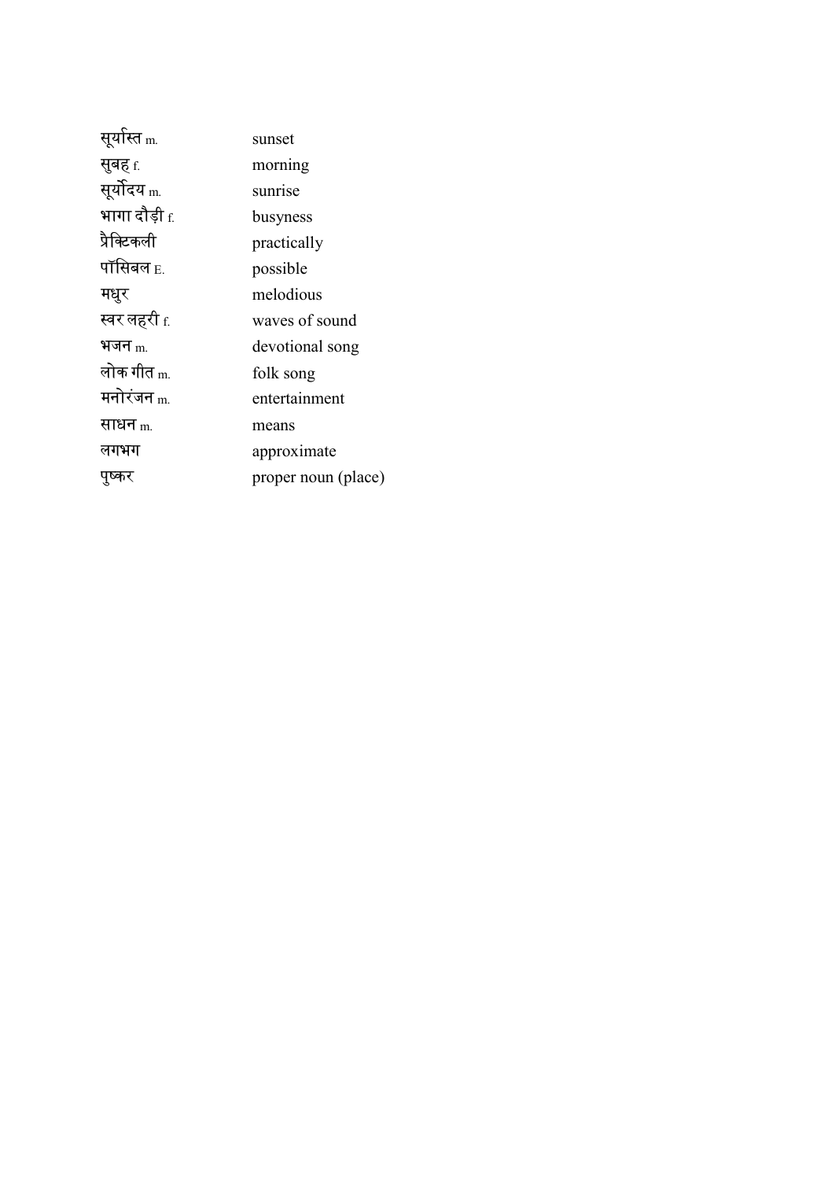| | |
|---|---|
| सूर्यास्त m. | sunset |
| सुबह f. | morning |
| सूर्योदय m. | sunrise |
| भागा दौड़ी f. | busyness |
| प्रैक्टिकली | practically |
| पॉसिबल E. | possible |
| मधुर | melodious |
| स्वर लहरी f. | waves of sound |
| भजन m. | devotional song |
| लोक गीत m. | folk song |
| मनोरंजन m. | entertainment |
| साधन m. | means |
| लगभग | approximate |
| पुष्कर | proper noun (place) |